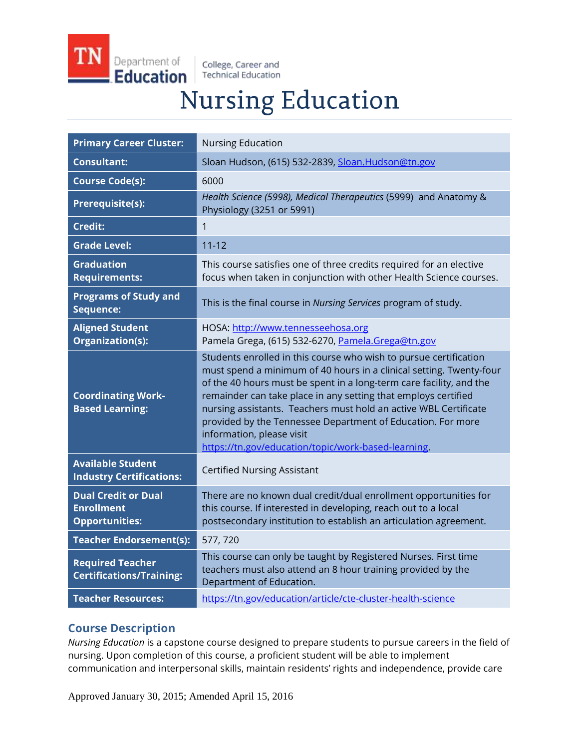TN Department of Education | College, Career and Technical Education

# Nursing Education

| | |
|---|---|
| **Primary Career Cluster:** | Nursing Education |
| **Consultant:** | Sloan Hudson, (615) 532-2839, Sloan.Hudson@tn.gov |
| **Course Code(s):** | 6000 |
| **Prerequisite(s):** | *Health Science (5998), Medical Therapeutics* (5999) and Anatomy & Physiology (3251 or 5991) |
| **Credit:** | 1 |
| **Grade Level:** | 11-12 |
| **Graduation Requirements:** | This course satisfies one of three credits required for an elective focus when taken in conjunction with other Health Science courses. |
| **Programs of Study and Sequence:** | This is the final course in *Nursing Services* program of study. |
| **Aligned Student Organization(s):** | HOSA: http://www.tennesseehosa.org<br>Pamela Grega, (615) 532-6270, Pamela.Grega@tn.gov |
| **Coordinating Work-Based Learning:** | Students enrolled in this course who wish to pursue certification must spend a minimum of 40 hours in a clinical setting. Twenty-four of the 40 hours must be spent in a long-term care facility, and the remainder can take place in any setting that employs certified nursing assistants. Teachers must hold an active WBL Certificate provided by the Tennessee Department of Education. For more information, please visit https://tn.gov/education/topic/work-based-learning. |
| **Available Student Industry Certifications:** | Certified Nursing Assistant |
| **Dual Credit or Dual Enrollment Opportunities:** | There are no known dual credit/dual enrollment opportunities for this course. If interested in developing, reach out to a local postsecondary institution to establish an articulation agreement. |
| **Teacher Endorsement(s):** | 577, 720 |
| **Required Teacher Certifications/Training:** | This course can only be taught by Registered Nurses. First time teachers must also attend an 8 hour training provided by the Department of Education. |
| **Teacher Resources:** | https://tn.gov/education/article/cte-cluster-health-science |

## Course Description

*Nursing Education* is a capstone course designed to prepare students to pursue careers in the field of nursing. Upon completion of this course, a proficient student will be able to implement communication and interpersonal skills, maintain residents' rights and independence, provide care

Approved January 30, 2015; Amended April 15, 2016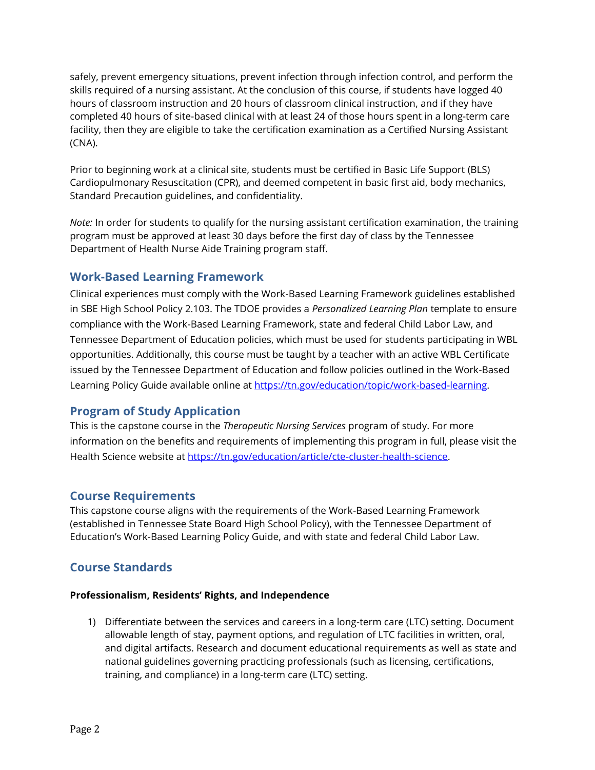safely, prevent emergency situations, prevent infection through infection control, and perform the skills required of a nursing assistant. At the conclusion of this course, if students have logged 40 hours of classroom instruction and 20 hours of classroom clinical instruction, and if they have completed 40 hours of site-based clinical with at least 24 of those hours spent in a long-term care facility, then they are eligible to take the certification examination as a Certified Nursing Assistant (CNA).

Prior to beginning work at a clinical site, students must be certified in Basic Life Support (BLS) Cardiopulmonary Resuscitation (CPR), and deemed competent in basic first aid, body mechanics, Standard Precaution guidelines, and confidentiality.

*Note:* In order for students to qualify for the nursing assistant certification examination, the training program must be approved at least 30 days before the first day of class by the Tennessee Department of Health Nurse Aide Training program staff.

## Work-Based Learning Framework

Clinical experiences must comply with the Work-Based Learning Framework guidelines established in SBE High School Policy 2.103. The TDOE provides a *Personalized Learning Plan* template to ensure compliance with the Work-Based Learning Framework, state and federal Child Labor Law, and Tennessee Department of Education policies, which must be used for students participating in WBL opportunities. Additionally, this course must be taught by a teacher with an active WBL Certificate issued by the Tennessee Department of Education and follow policies outlined in the Work-Based Learning Policy Guide available online at [https://tn.gov/education/topic/work-based-learning](https://tn.gov/education/topic/work-based-learning).

## Program of Study Application

This is the capstone course in the *Therapeutic Nursing Services* program of study. For more information on the benefits and requirements of implementing this program in full, please visit the Health Science website at [https://tn.gov/education/article/cte-cluster-health-science](https://tn.gov/education/article/cte-cluster-health-science).

## Course Requirements

This capstone course aligns with the requirements of the Work-Based Learning Framework (established in Tennessee State Board High School Policy), with the Tennessee Department of Education's Work-Based Learning Policy Guide, and with state and federal Child Labor Law.

## Course Standards

**Professionalism, Residents' Rights, and Independence**

1) Differentiate between the services and careers in a long-term care (LTC) setting. Document allowable length of stay, payment options, and regulation of LTC facilities in written, oral, and digital artifacts. Research and document educational requirements as well as state and national guidelines governing practicing professionals (such as licensing, certifications, training, and compliance) in a long-term care (LTC) setting.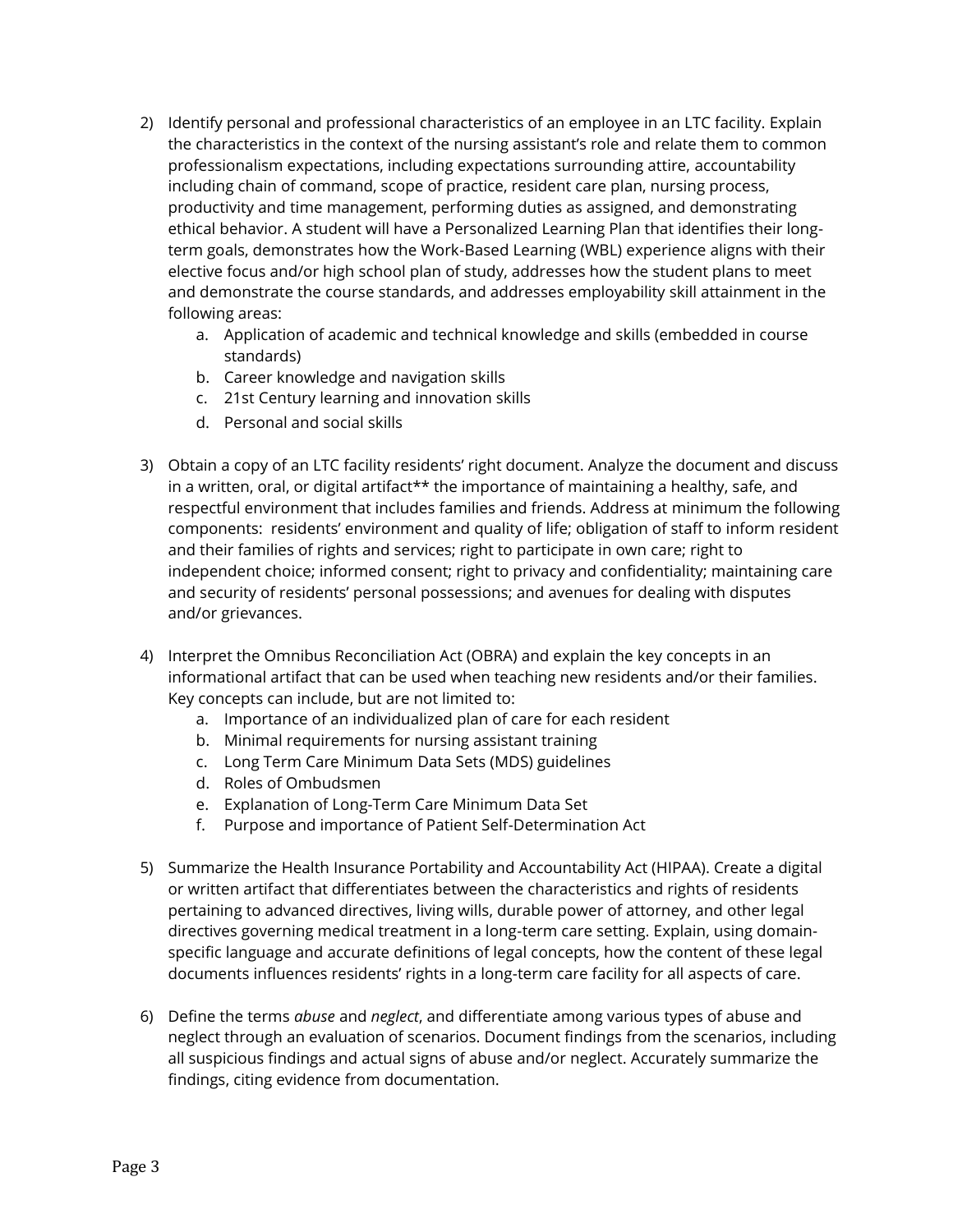2) Identify personal and professional characteristics of an employee in an LTC facility. Explain the characteristics in the context of the nursing assistant's role and relate them to common professionalism expectations, including expectations surrounding attire, accountability including chain of command, scope of practice, resident care plan, nursing process, productivity and time management, performing duties as assigned, and demonstrating ethical behavior. A student will have a Personalized Learning Plan that identifies their long-term goals, demonstrates how the Work-Based Learning (WBL) experience aligns with their elective focus and/or high school plan of study, addresses how the student plans to meet and demonstrate the course standards, and addresses employability skill attainment in the following areas:
    a. Application of academic and technical knowledge and skills (embedded in course standards)
    b. Career knowledge and navigation skills
    c. 21st Century learning and innovation skills
    d. Personal and social skills

3) Obtain a copy of an LTC facility residents' right document. Analyze the document and discuss in a written, oral, or digital artifact** the importance of maintaining a healthy, safe, and respectful environment that includes families and friends. Address at minimum the following components: residents' environment and quality of life; obligation of staff to inform resident and their families of rights and services; right to participate in own care; right to independent choice; informed consent; right to privacy and confidentiality; maintaining care and security of residents' personal possessions; and avenues for dealing with disputes and/or grievances.

4) Interpret the Omnibus Reconciliation Act (OBRA) and explain the key concepts in an informational artifact that can be used when teaching new residents and/or their families. Key concepts can include, but are not limited to:
    a. Importance of an individualized plan of care for each resident
    b. Minimal requirements for nursing assistant training
    c. Long Term Care Minimum Data Sets (MDS) guidelines
    d. Roles of Ombudsmen
    e. Explanation of Long-Term Care Minimum Data Set
    f. Purpose and importance of Patient Self-Determination Act

5) Summarize the Health Insurance Portability and Accountability Act (HIPAA). Create a digital or written artifact that differentiates between the characteristics and rights of residents pertaining to advanced directives, living wills, durable power of attorney, and other legal directives governing medical treatment in a long-term care setting. Explain, using domain-specific language and accurate definitions of legal concepts, how the content of these legal documents influences residents' rights in a long-term care facility for all aspects of care.

6) Define the terms *abuse* and *neglect*, and differentiate among various types of abuse and neglect through an evaluation of scenarios. Document findings from the scenarios, including all suspicious findings and actual signs of abuse and/or neglect. Accurately summarize the findings, citing evidence from documentation.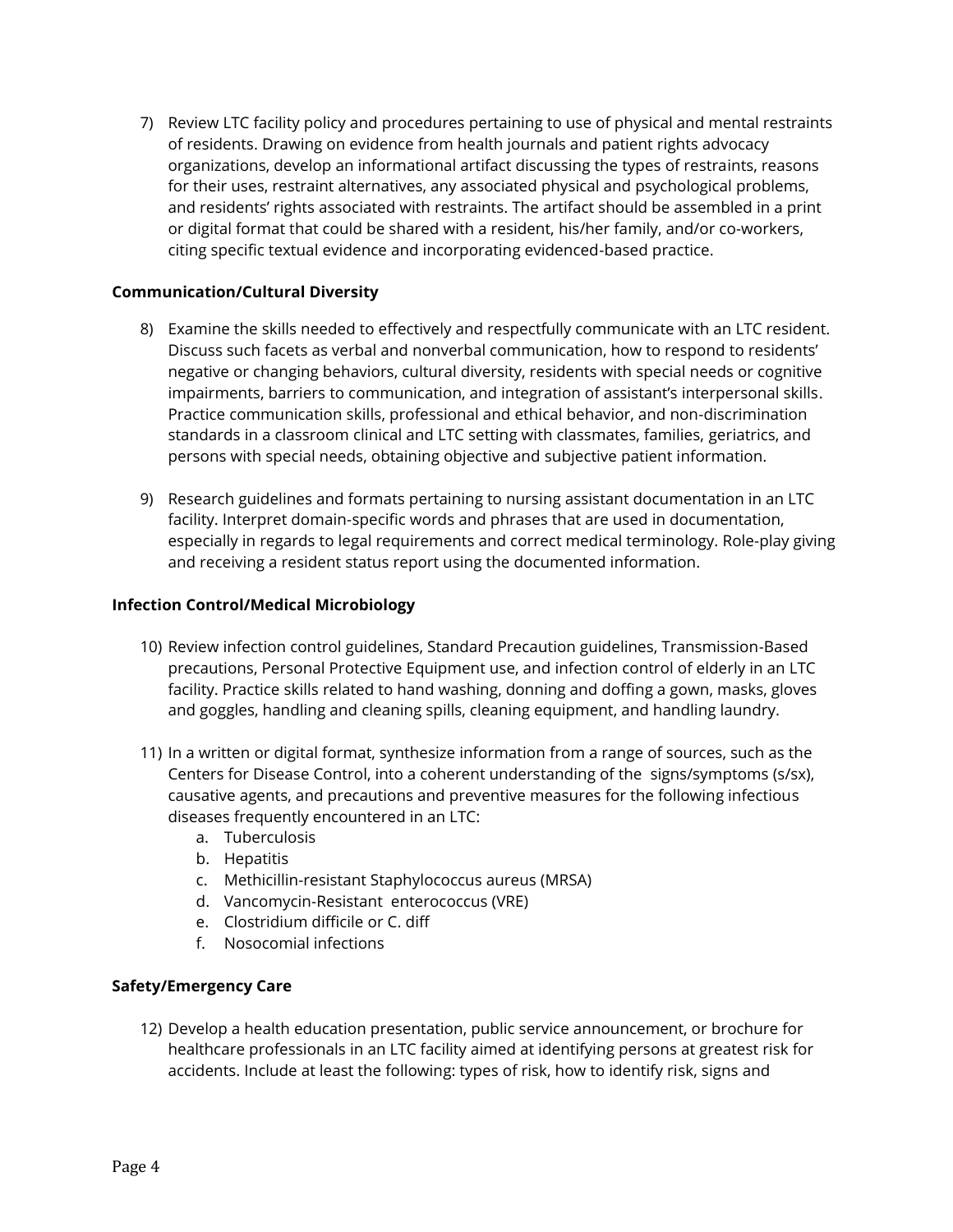7) Review LTC facility policy and procedures pertaining to use of physical and mental restraints of residents. Drawing on evidence from health journals and patient rights advocacy organizations, develop an informational artifact discussing the types of restraints, reasons for their uses, restraint alternatives, any associated physical and psychological problems, and residents' rights associated with restraints. The artifact should be assembled in a print or digital format that could be shared with a resident, his/her family, and/or co-workers, citing specific textual evidence and incorporating evidenced-based practice.

**Communication/Cultural Diversity**

8) Examine the skills needed to effectively and respectfully communicate with an LTC resident. Discuss such facets as verbal and nonverbal communication, how to respond to residents' negative or changing behaviors, cultural diversity, residents with special needs or cognitive impairments, barriers to communication, and integration of assistant's interpersonal skills. Practice communication skills, professional and ethical behavior, and non-discrimination standards in a classroom clinical and LTC setting with classmates, families, geriatrics, and persons with special needs, obtaining objective and subjective patient information.

9) Research guidelines and formats pertaining to nursing assistant documentation in an LTC facility. Interpret domain-specific words and phrases that are used in documentation, especially in regards to legal requirements and correct medical terminology. Role-play giving and receiving a resident status report using the documented information.

**Infection Control/Medical Microbiology**

10) Review infection control guidelines, Standard Precaution guidelines, Transmission-Based precautions, Personal Protective Equipment use, and infection control of elderly in an LTC facility. Practice skills related to hand washing, donning and doffing a gown, masks, gloves and goggles, handling and cleaning spills, cleaning equipment, and handling laundry.

11) In a written or digital format, synthesize information from a range of sources, such as the Centers for Disease Control, into a coherent understanding of the signs/symptoms (s/sx), causative agents, and precautions and preventive measures for the following infectious diseases frequently encountered in an LTC:
    a. Tuberculosis
    b. Hepatitis
    c. Methicillin-resistant Staphylococcus aureus (MRSA)
    d. Vancomycin-Resistant enterococcus (VRE)
    e. Clostridium difficile or C. diff
    f. Nosocomial infections

**Safety/Emergency Care**

12) Develop a health education presentation, public service announcement, or brochure for healthcare professionals in an LTC facility aimed at identifying persons at greatest risk for accidents. Include at least the following: types of risk, how to identify risk, signs and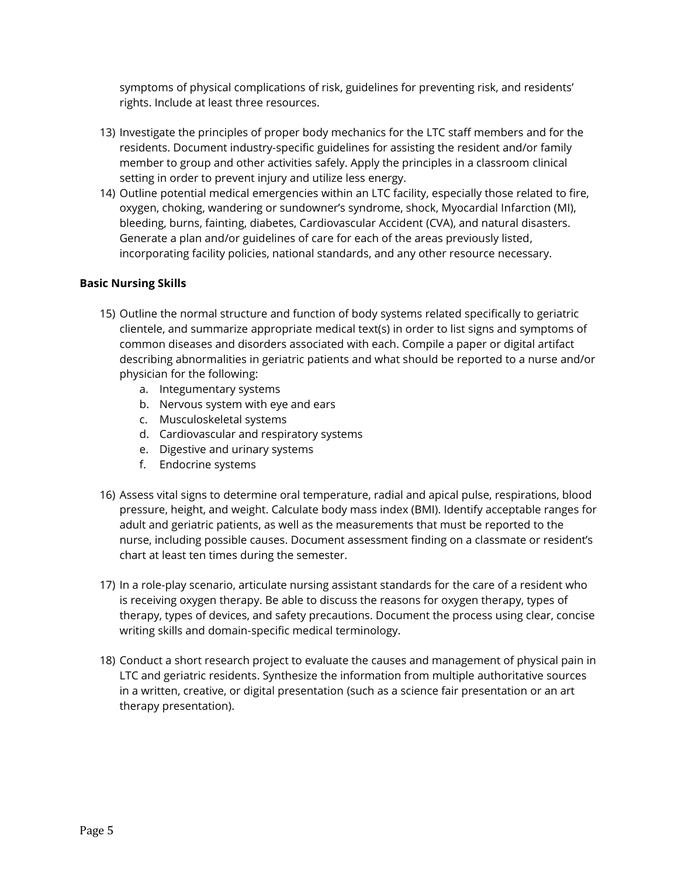symptoms of physical complications of risk, guidelines for preventing risk, and residents' rights. Include at least three resources.

13) Investigate the principles of proper body mechanics for the LTC staff members and for the residents. Document industry-specific guidelines for assisting the resident and/or family member to group and other activities safely. Apply the principles in a classroom clinical setting in order to prevent injury and utilize less energy.
14) Outline potential medical emergencies within an LTC facility, especially those related to fire, oxygen, choking, wandering or sundowner's syndrome, shock, Myocardial Infarction (MI), bleeding, burns, fainting, diabetes, Cardiovascular Accident (CVA), and natural disasters. Generate a plan and/or guidelines of care for each of the areas previously listed, incorporating facility policies, national standards, and any other resource necessary.

**Basic Nursing Skills**

15) Outline the normal structure and function of body systems related specifically to geriatric clientele, and summarize appropriate medical text(s) in order to list signs and symptoms of common diseases and disorders associated with each. Compile a paper or digital artifact describing abnormalities in geriatric patients and what should be reported to a nurse and/or physician for the following:
    a. Integumentary systems
    b. Nervous system with eye and ears
    c. Musculoskeletal systems
    d. Cardiovascular and respiratory systems
    e. Digestive and urinary systems
    f. Endocrine systems

16) Assess vital signs to determine oral temperature, radial and apical pulse, respirations, blood pressure, height, and weight. Calculate body mass index (BMI). Identify acceptable ranges for adult and geriatric patients, as well as the measurements that must be reported to the nurse, including possible causes. Document assessment finding on a classmate or resident's chart at least ten times during the semester.

17) In a role-play scenario, articulate nursing assistant standards for the care of a resident who is receiving oxygen therapy. Be able to discuss the reasons for oxygen therapy, types of therapy, types of devices, and safety precautions. Document the process using clear, concise writing skills and domain-specific medical terminology.

18) Conduct a short research project to evaluate the causes and management of physical pain in LTC and geriatric residents. Synthesize the information from multiple authoritative sources in a written, creative, or digital presentation (such as a science fair presentation or an art therapy presentation).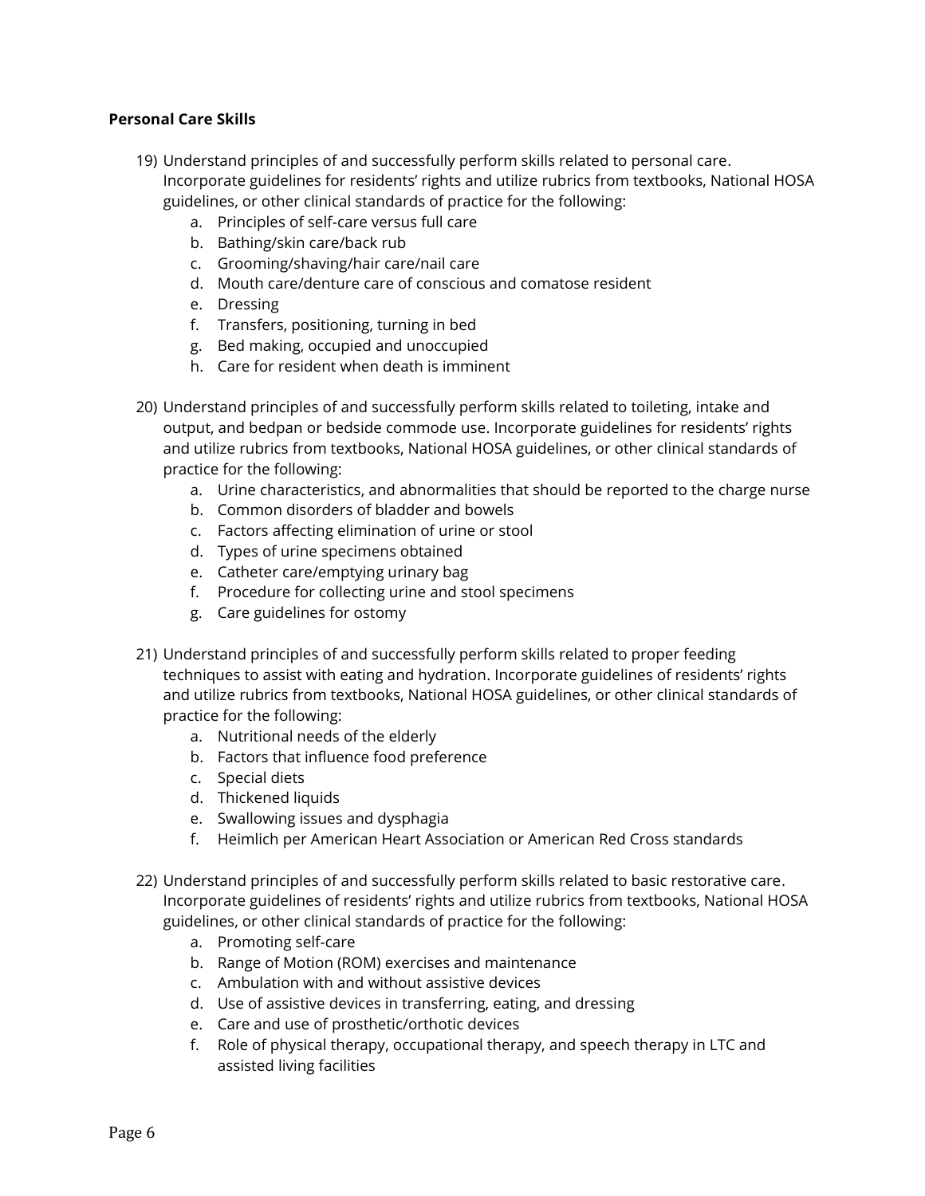**Personal Care Skills**

19) Understand principles of and successfully perform skills related to personal care. Incorporate guidelines for residents' rights and utilize rubrics from textbooks, National HOSA guidelines, or other clinical standards of practice for the following:
    a. Principles of self-care versus full care
    b. Bathing/skin care/back rub
    c. Grooming/shaving/hair care/nail care
    d. Mouth care/denture care of conscious and comatose resident
    e. Dressing
    f. Transfers, positioning, turning in bed
    g. Bed making, occupied and unoccupied
    h. Care for resident when death is imminent

20) Understand principles of and successfully perform skills related to toileting, intake and output, and bedpan or bedside commode use. Incorporate guidelines for residents' rights and utilize rubrics from textbooks, National HOSA guidelines, or other clinical standards of practice for the following:
    a. Urine characteristics, and abnormalities that should be reported to the charge nurse
    b. Common disorders of bladder and bowels
    c. Factors affecting elimination of urine or stool
    d. Types of urine specimens obtained
    e. Catheter care/emptying urinary bag
    f. Procedure for collecting urine and stool specimens
    g. Care guidelines for ostomy

21) Understand principles of and successfully perform skills related to proper feeding techniques to assist with eating and hydration. Incorporate guidelines of residents' rights and utilize rubrics from textbooks, National HOSA guidelines, or other clinical standards of practice for the following:
    a. Nutritional needs of the elderly
    b. Factors that influence food preference
    c. Special diets
    d. Thickened liquids
    e. Swallowing issues and dysphagia
    f. Heimlich per American Heart Association or American Red Cross standards

22) Understand principles of and successfully perform skills related to basic restorative care. Incorporate guidelines of residents' rights and utilize rubrics from textbooks, National HOSA guidelines, or other clinical standards of practice for the following:
    a. Promoting self-care
    b. Range of Motion (ROM) exercises and maintenance
    c. Ambulation with and without assistive devices
    d. Use of assistive devices in transferring, eating, and dressing
    e. Care and use of prosthetic/orthotic devices
    f. Role of physical therapy, occupational therapy, and speech therapy in LTC and assisted living facilities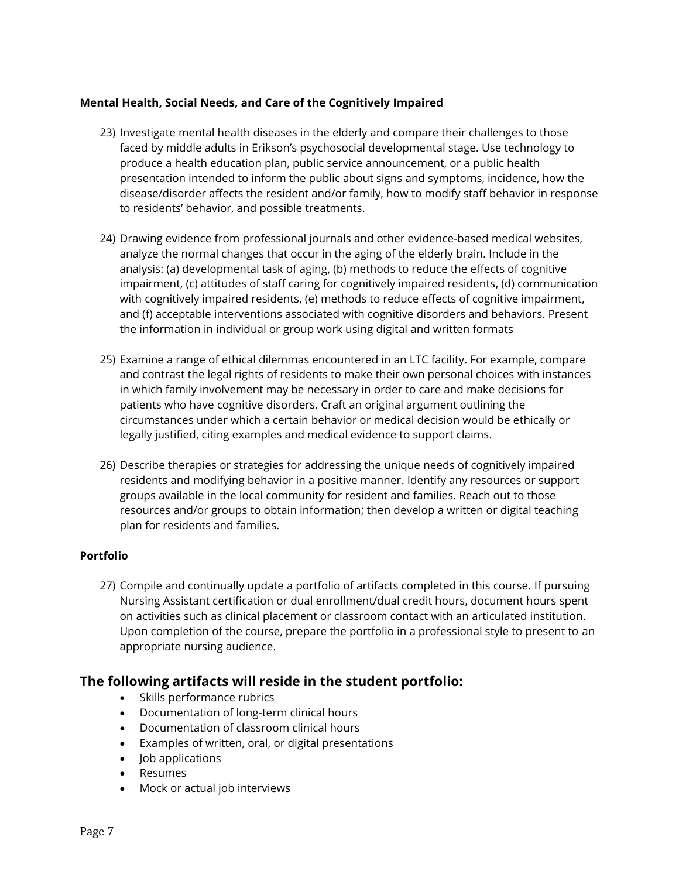**Mental Health, Social Needs, and Care of the Cognitively Impaired**

23) Investigate mental health diseases in the elderly and compare their challenges to those faced by middle adults in Erikson's psychosocial developmental stage. Use technology to produce a health education plan, public service announcement, or a public health presentation intended to inform the public about signs and symptoms, incidence, how the disease/disorder affects the resident and/or family, how to modify staff behavior in response to residents' behavior, and possible treatments.

24) Drawing evidence from professional journals and other evidence-based medical websites, analyze the normal changes that occur in the aging of the elderly brain. Include in the analysis: (a) developmental task of aging, (b) methods to reduce the effects of cognitive impairment, (c) attitudes of staff caring for cognitively impaired residents, (d) communication with cognitively impaired residents, (e) methods to reduce effects of cognitive impairment, and (f) acceptable interventions associated with cognitive disorders and behaviors. Present the information in individual or group work using digital and written formats

25) Examine a range of ethical dilemmas encountered in an LTC facility. For example, compare and contrast the legal rights of residents to make their own personal choices with instances in which family involvement may be necessary in order to care and make decisions for patients who have cognitive disorders. Craft an original argument outlining the circumstances under which a certain behavior or medical decision would be ethically or legally justified, citing examples and medical evidence to support claims.

26) Describe therapies or strategies for addressing the unique needs of cognitively impaired residents and modifying behavior in a positive manner. Identify any resources or support groups available in the local community for resident and families. Reach out to those resources and/or groups to obtain information; then develop a written or digital teaching plan for residents and families.

**Portfolio**

27) Compile and continually update a portfolio of artifacts completed in this course. If pursuing Nursing Assistant certification or dual enrollment/dual credit hours, document hours spent on activities such as clinical placement or classroom contact with an articulated institution. Upon completion of the course, prepare the portfolio in a professional style to present to an appropriate nursing audience.

## The following artifacts will reside in the student portfolio:

- Skills performance rubrics
- Documentation of long-term clinical hours
- Documentation of classroom clinical hours
- Examples of written, oral, or digital presentations
- Job applications
- Resumes
- Mock or actual job interviews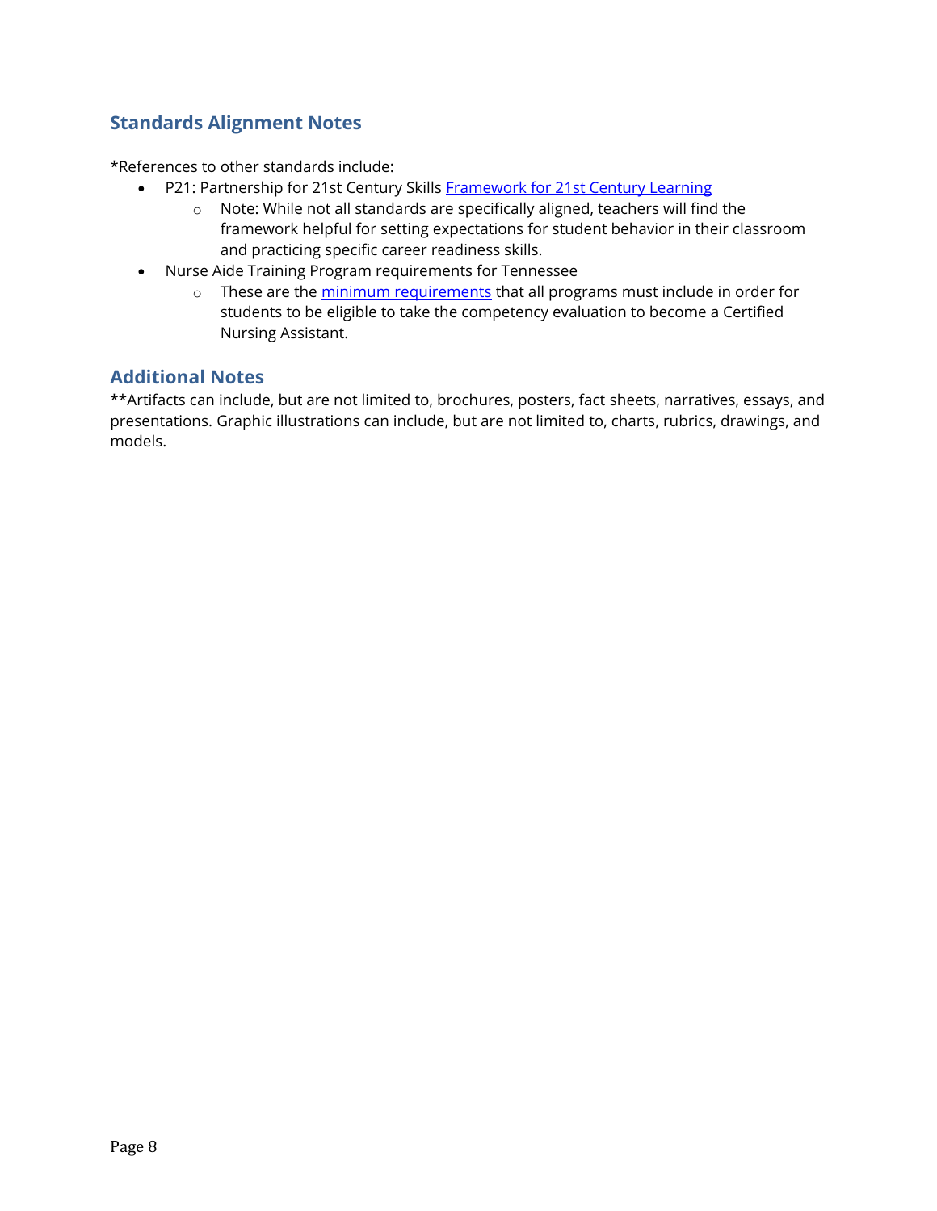## Standards Alignment Notes

*References to other standards include:

- P21: Partnership for 21st Century Skills [Framework for 21st Century Learning]
    - Note: While not all standards are specifically aligned, teachers will find the framework helpful for setting expectations for student behavior in their classroom and practicing specific career readiness skills.
- Nurse Aide Training Program requirements for Tennessee
    - These are the [minimum requirements] that all programs must include in order for students to be eligible to take the competency evaluation to become a Certified Nursing Assistant.

## Additional Notes

**Artifacts can include, but are not limited to, brochures, posters, fact sheets, narratives, essays, and presentations. Graphic illustrations can include, but are not limited to, charts, rubrics, drawings, and models.